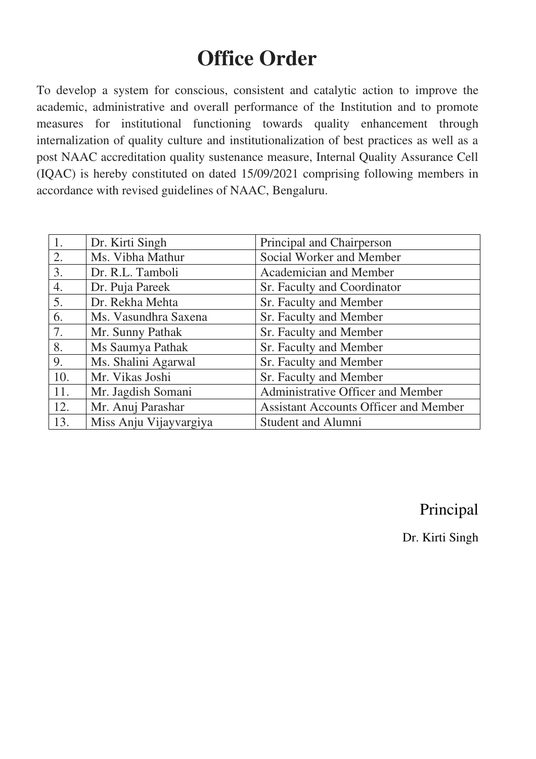# Office Order

To develop a system for conscious, consistent and catalytic action to improve the academic, administrative and overall performance of the Institution and to promote measures for institutional functioning towards quality enhancement through internalization of quality culture and institutionalization of best practices as well as a post NAAC accreditation quality sustenance measure, Internal Quality Assurance Cell (IQAC) is hereby constituted on dated 15/09/2021 comprising following members in accordance with revised guidelines of NAAC, Bengaluru.

| | | |
|---|---|---|
| 1. | Dr. Kirti Singh | Principal and Chairperson |
| 2. | Ms. Vibha Mathur | Social Worker and Member |
| 3. | Dr. R.L. Tamboli | Academician and Member |
| 4. | Dr. Puja Pareek | Sr. Faculty and Coordinator |
| 5. | Dr. Rekha Mehta | Sr. Faculty and Member |
| 6. | Ms. Vasundhra Saxena | Sr. Faculty and Member |
| 7. | Mr. Sunny Pathak | Sr. Faculty and Member |
| 8. | Ms Saumya Pathak | Sr. Faculty and Member |
| 9. | Ms. Shalini Agarwal | Sr. Faculty and Member |
| 10. | Mr. Vikas Joshi | Sr. Faculty and Member |
| 11. | Mr. Jagdish Somani | Administrative Officer and Member |
| 12. | Mr. Anuj Parashar | Assistant Accounts Officer and Member |
| 13. | Miss Anju Vijayvargiya | Student and Alumni |

Principal

Dr. Kirti Singh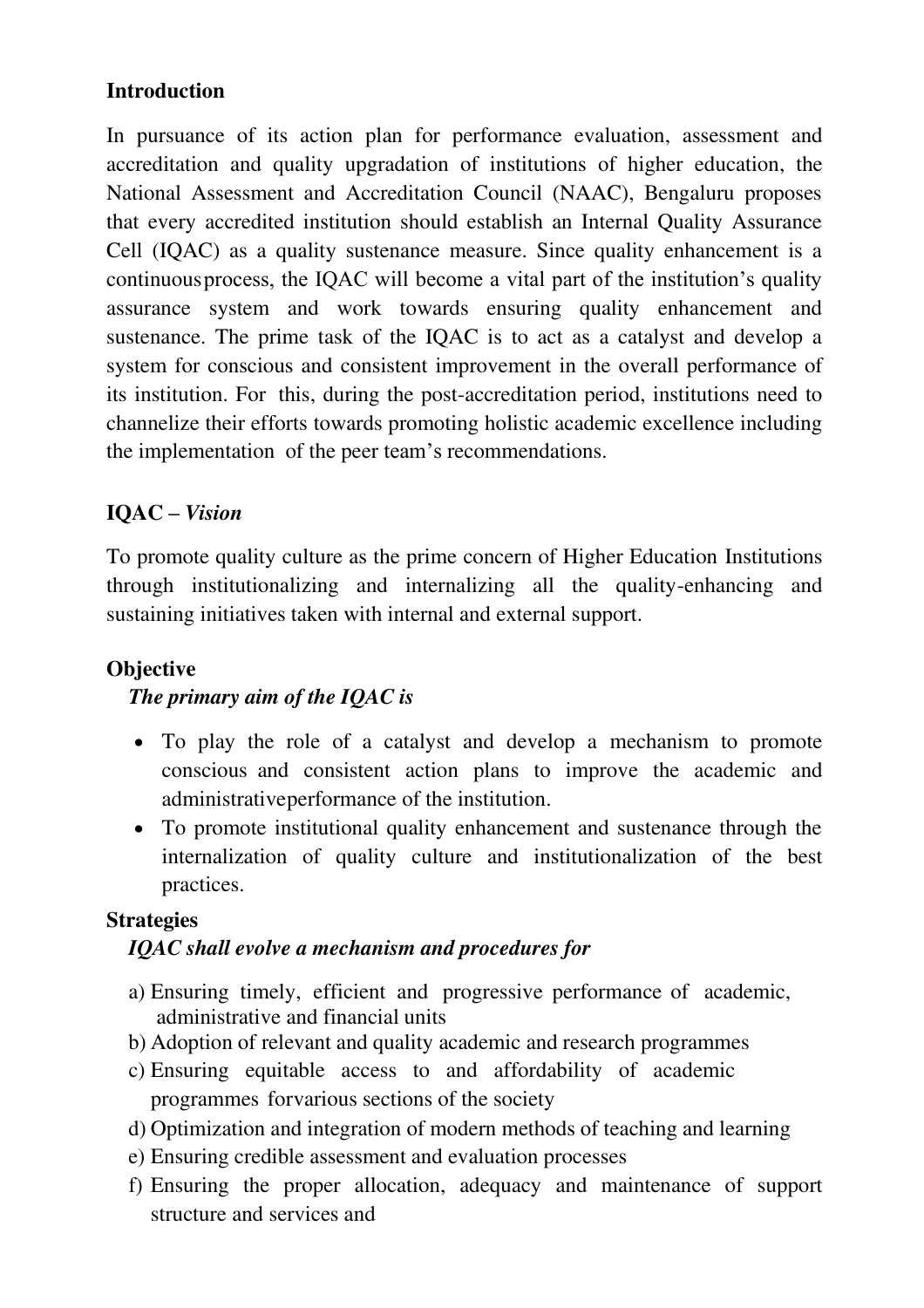## Introduction

In pursuance of its action plan for performance evaluation, assessment and accreditation and quality upgradation of institutions of higher education, the National Assessment and Accreditation Council (NAAC), Bengaluru proposes that every accredited institution should establish an Internal Quality Assurance Cell (IQAC) as a quality sustenance measure. Since quality enhancement is a continuous process, the IQAC will become a vital part of the institution's quality assurance system and work towards ensuring quality enhancement and sustenance. The prime task of the IQAC is to act as a catalyst and develop a system for conscious and consistent improvement in the overall performance of its institution. For this, during the post-accreditation period, institutions need to channelize their efforts towards promoting holistic academic excellence including the implementation of the peer team's recommendations.

## IQAC – *Vision*

To promote quality culture as the prime concern of Higher Education Institutions through institutionalizing and internalizing all the quality-enhancing and sustaining initiatives taken with internal and external support.

## Objective

***The primary aim of the IQAC is***

- To play the role of a catalyst and develop a mechanism to promote conscious and consistent action plans to improve the academic and administrative performance of the institution.
- To promote institutional quality enhancement and sustenance through the internalization of quality culture and institutionalization of the best practices.

## Strategies

***IQAC shall evolve a mechanism and procedures for***

a) Ensuring timely, efficient and progressive performance of academic, administrative and financial units
b) Adoption of relevant and quality academic and research programmes
c) Ensuring equitable access to and affordability of academic programmes for various sections of the society
d) Optimization and integration of modern methods of teaching and learning
e) Ensuring credible assessment and evaluation processes
f) Ensuring the proper allocation, adequacy and maintenance of support structure and services and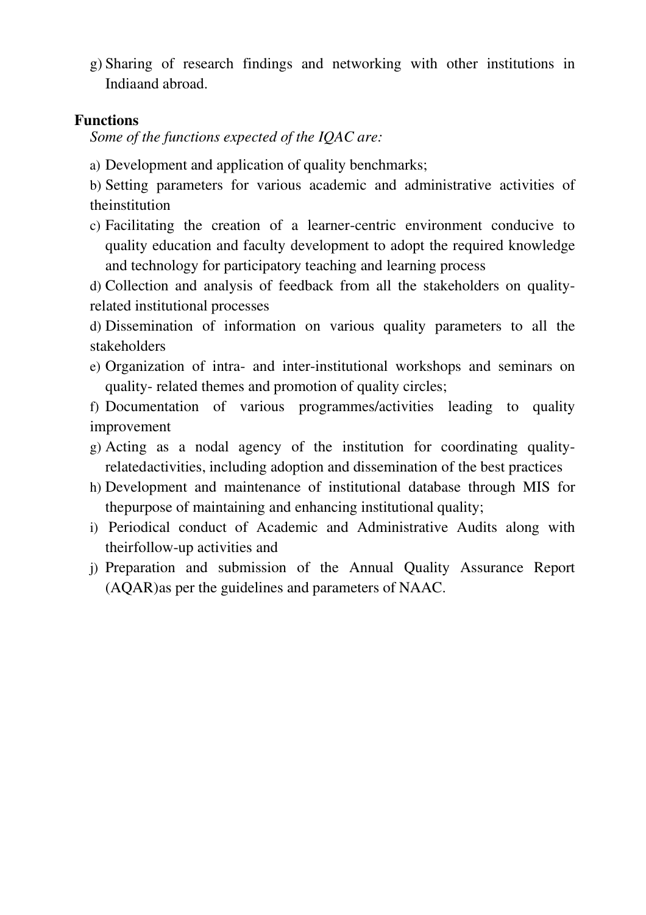g) Sharing of research findings and networking with other institutions in Indiaand abroad.

**Functions**

*Some of the functions expected of the IQAC are:*

a) Development and application of quality benchmarks;

b) Setting parameters for various academic and administrative activities of theinstitution

c) Facilitating the creation of a learner-centric environment conducive to quality education and faculty development to adopt the required knowledge and technology for participatory teaching and learning process

d) Collection and analysis of feedback from all the stakeholders on quality-related institutional processes

d) Dissemination of information on various quality parameters to all the stakeholders

e) Organization of intra- and inter-institutional workshops and seminars on quality- related themes and promotion of quality circles;

f) Documentation of various programmes/activities leading to quality improvement

g) Acting as a nodal agency of the institution for coordinating quality-relatedactivities, including adoption and dissemination of the best practices

h) Development and maintenance of institutional database through MIS for thepurpose of maintaining and enhancing institutional quality;

i) Periodical conduct of Academic and Administrative Audits along with theirfollow-up activities and

j) Preparation and submission of the Annual Quality Assurance Report (AQAR)as per the guidelines and parameters of NAAC.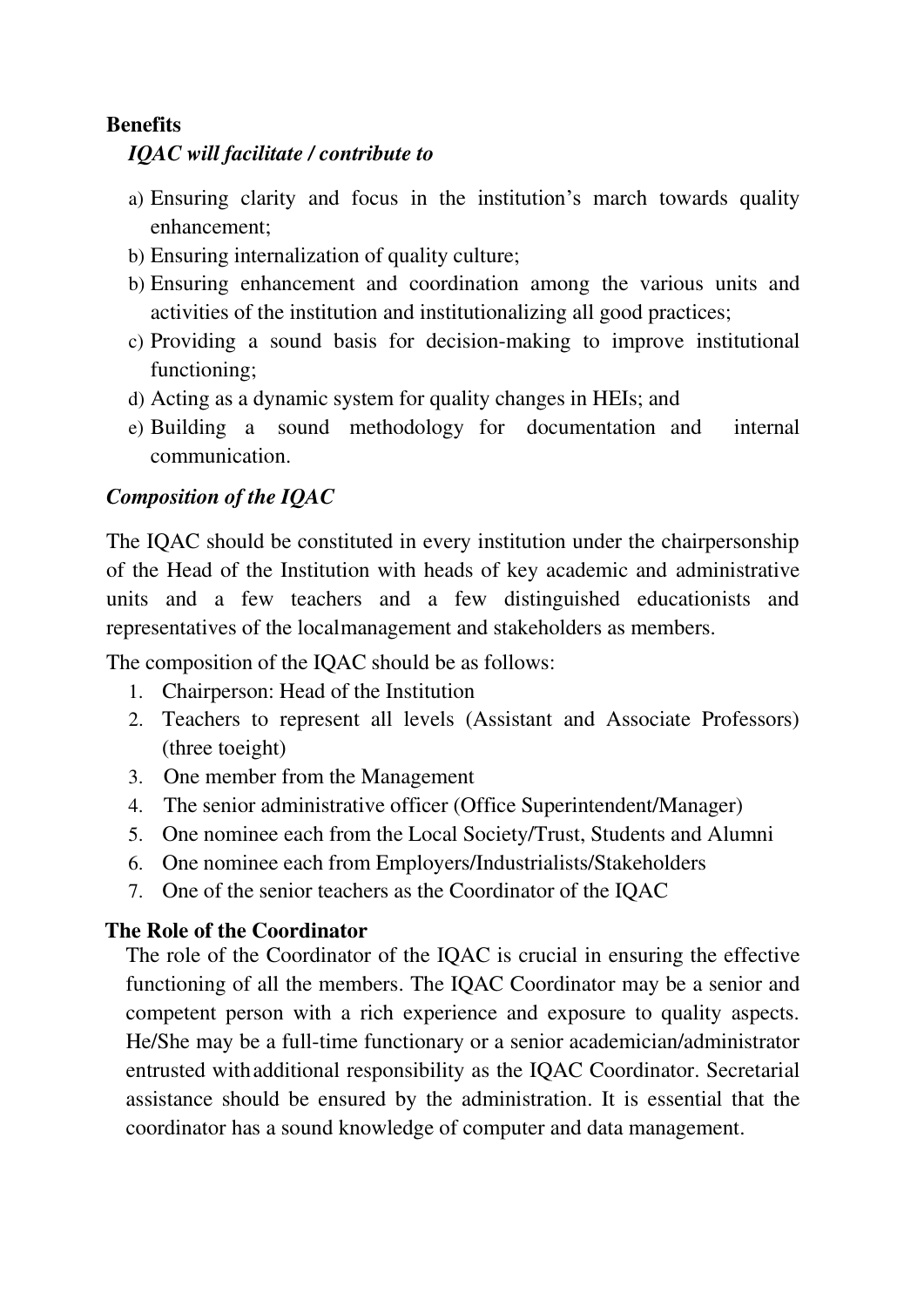**Benefits**

***IQAC will facilitate / contribute to***

a) Ensuring clarity and focus in the institution's march towards quality enhancement;
b) Ensuring internalization of quality culture;
b) Ensuring enhancement and coordination among the various units and activities of the institution and institutionalizing all good practices;
c) Providing a sound basis for decision-making to improve institutional functioning;
d) Acting as a dynamic system for quality changes in HEIs; and
e) Building a sound methodology for documentation and internal communication.

***Composition of the IQAC***

The IQAC should be constituted in every institution under the chairpersonship of the Head of the Institution with heads of key academic and administrative units and a few teachers and a few distinguished educationists and representatives of the localmanagement and stakeholders as members.

The composition of the IQAC should be as follows:

1. Chairperson: Head of the Institution
2. Teachers to represent all levels (Assistant and Associate Professors) (three toeight)
3. One member from the Management
4. The senior administrative officer (Office Superintendent/Manager)
5. One nominee each from the Local Society/Trust, Students and Alumni
6. One nominee each from Employers/Industrialists/Stakeholders
7. One of the senior teachers as the Coordinator of the IQAC

**The Role of the Coordinator**

The role of the Coordinator of the IQAC is crucial in ensuring the effective functioning of all the members. The IQAC Coordinator may be a senior and competent person with a rich experience and exposure to quality aspects. He/She may be a full-time functionary or a senior academician/administrator entrusted withadditional responsibility as the IQAC Coordinator. Secretarial assistance should be ensured by the administration. It is essential that the coordinator has a sound knowledge of computer and data management.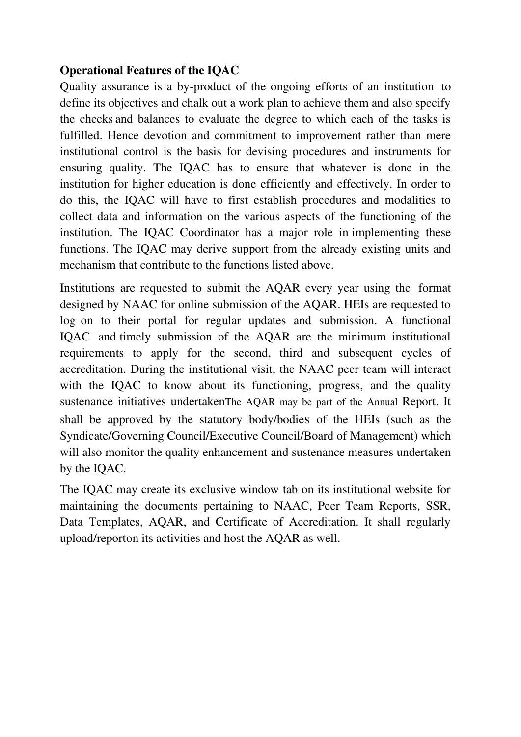**Operational Features of the IQAC**

Quality assurance is a by-product of the ongoing efforts of an institution to define its objectives and chalk out a work plan to achieve them and also specify the checks and balances to evaluate the degree to which each of the tasks is fulfilled. Hence devotion and commitment to improvement rather than mere institutional control is the basis for devising procedures and instruments for ensuring quality. The IQAC has to ensure that whatever is done in the institution for higher education is done efficiently and effectively. In order to do this, the IQAC will have to first establish procedures and modalities to collect data and information on the various aspects of the functioning of the institution. The IQAC Coordinator has a major role in implementing these functions. The IQAC may derive support from the already existing units and mechanism that contribute to the functions listed above.

Institutions are requested to submit the AQAR every year using the format designed by NAAC for online submission of the AQAR. HEIs are requested to log on to their portal for regular updates and submission. A functional IQAC and timely submission of the AQAR are the minimum institutional requirements to apply for the second, third and subsequent cycles of accreditation. During the institutional visit, the NAAC peer team will interact with the IQAC to know about its functioning, progress, and the quality sustenance initiatives undertakenThe AQAR may be part of the Annual Report. It shall be approved by the statutory body/bodies of the HEIs (such as the Syndicate/Governing Council/Executive Council/Board of Management) which will also monitor the quality enhancement and sustenance measures undertaken by the IQAC.

The IQAC may create its exclusive window tab on its institutional website for maintaining the documents pertaining to NAAC, Peer Team Reports, SSR, Data Templates, AQAR, and Certificate of Accreditation. It shall regularly upload/reporton its activities and host the AQAR as well.